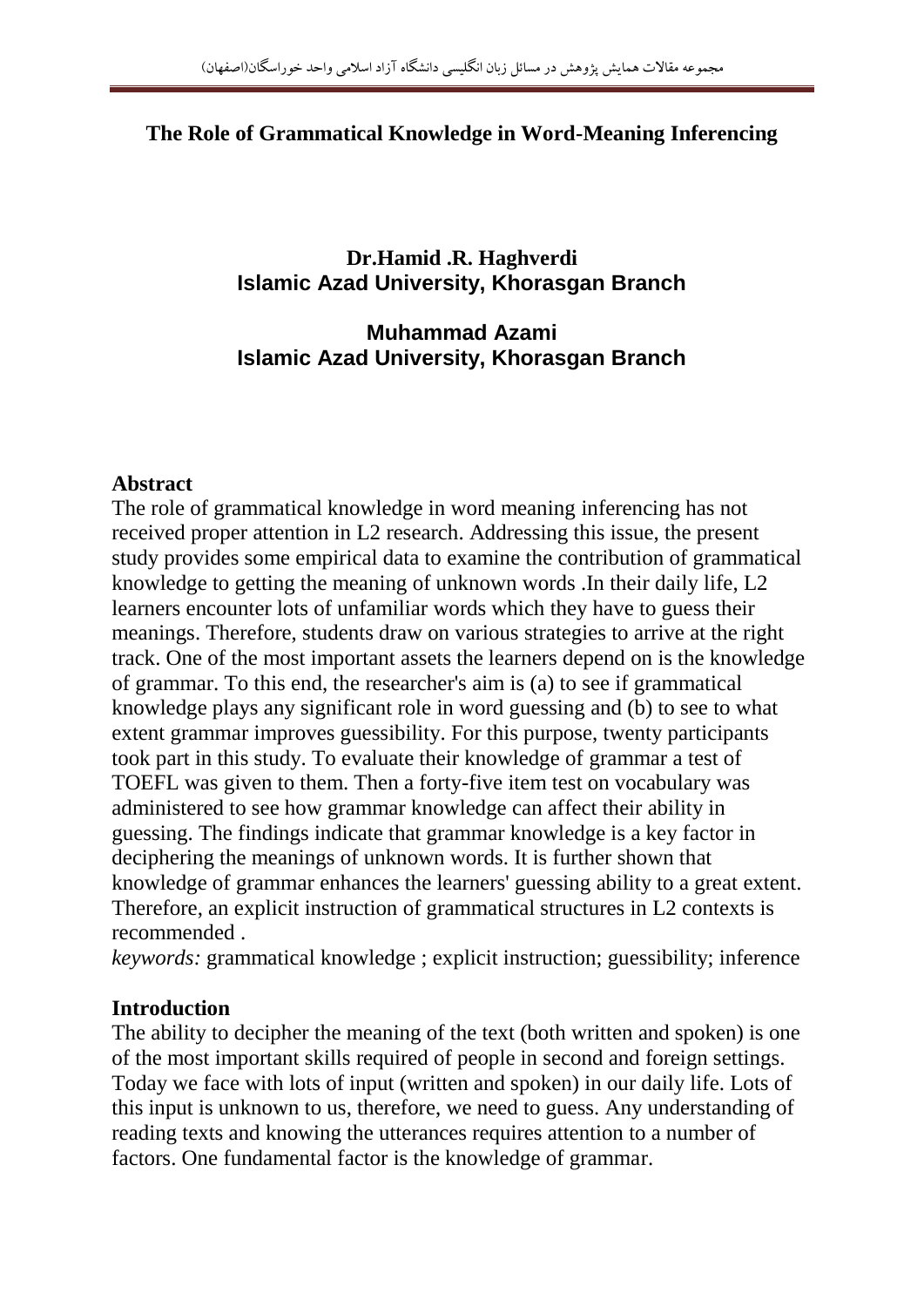# The Role of Grammatical Knowledge in Word-Meaning Inferencing

**Dr.Hamid .R. Haghverdi**
**Islamic Azad University, Khorasgan Branch**

**Muhammad Azami**
**Islamic Azad University, Khorasgan Branch**

## Abstract

The role of grammatical knowledge in word meaning inferencing has not received proper attention in L2 research. Addressing this issue, the present study provides some empirical data to examine the contribution of grammatical knowledge to getting the meaning of unknown words .In their daily life, L2 learners encounter lots of unfamiliar words which they have to guess their meanings. Therefore, students draw on various strategies to arrive at the right track. One of the most important assets the learners depend on is the knowledge of grammar. To this end, the researcher's aim is (a) to see if grammatical knowledge plays any significant role in word guessing and (b) to see to what extent grammar improves guessibility. For this purpose, twenty participants took part in this study. To evaluate their knowledge of grammar a test of TOEFL was given to them. Then a forty-five item test on vocabulary was administered to see how grammar knowledge can affect their ability in guessing. The findings indicate that grammar knowledge is a key factor in deciphering the meanings of unknown words. It is further shown that knowledge of grammar enhances the learners' guessing ability to a great extent. Therefore, an explicit instruction of grammatical structures in L2 contexts is recommended .

*keywords:* grammatical knowledge ; explicit instruction; guessibility; inference

## Introduction

The ability to decipher the meaning of the text (both written and spoken) is one of the most important skills required of people in second and foreign settings. Today we face with lots of input (written and spoken) in our daily life. Lots of this input is unknown to us, therefore, we need to guess. Any understanding of reading texts and knowing the utterances requires attention to a number of factors. One fundamental factor is the knowledge of grammar.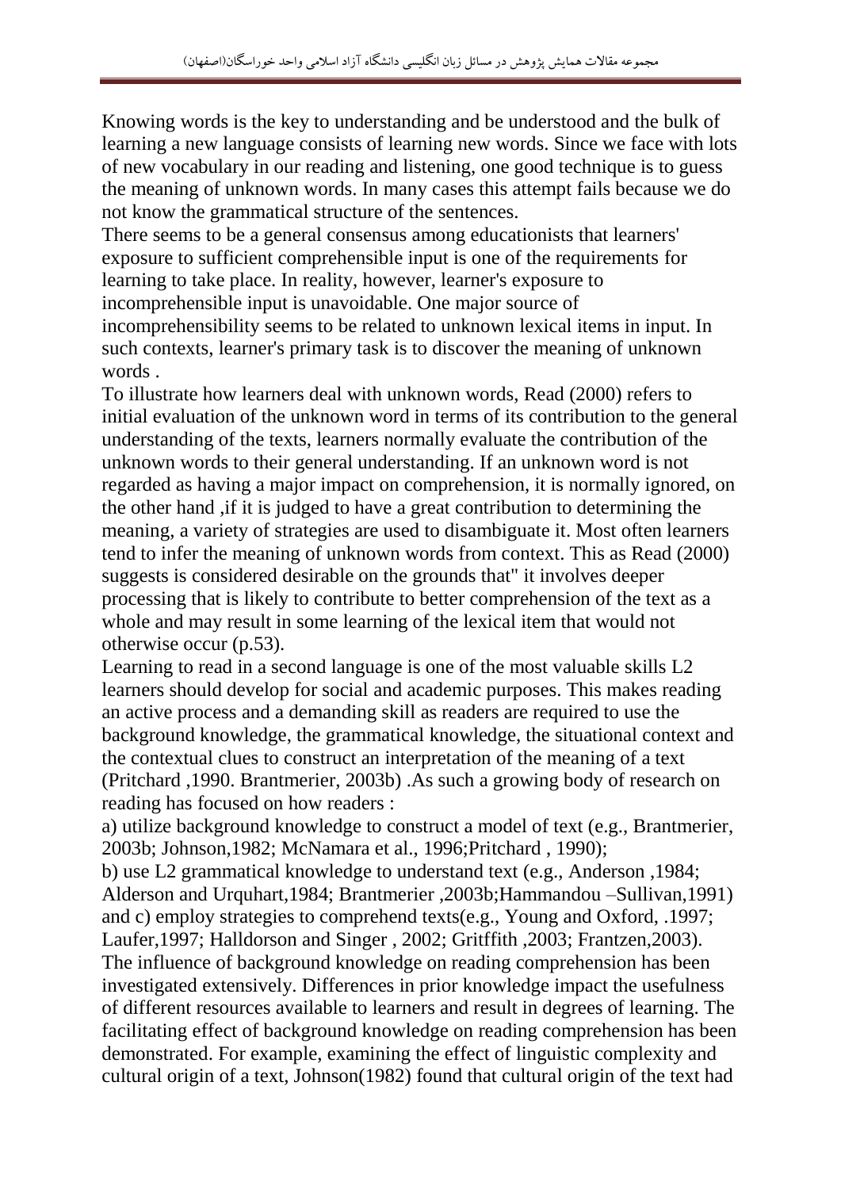Knowing words is the key to understanding and be understood and the bulk of learning a new language consists of learning new words. Since we face with lots of new vocabulary in our reading and listening, one good technique is to guess the meaning of unknown words. In many cases this attempt fails because we do not know the grammatical structure of the sentences.

There seems to be a general consensus among educationists that learners' exposure to sufficient comprehensible input is one of the requirements for learning to take place. In reality, however, learner's exposure to incomprehensible input is unavoidable. One major source of incomprehensibility seems to be related to unknown lexical items in input. In such contexts, learner's primary task is to discover the meaning of unknown words .

To illustrate how learners deal with unknown words, Read (2000) refers to initial evaluation of the unknown word in terms of its contribution to the general understanding of the texts, learners normally evaluate the contribution of the unknown words to their general understanding. If an unknown word is not regarded as having a major impact on comprehension, it is normally ignored, on the other hand ,if it is judged to have a great contribution to determining the meaning, a variety of strategies are used to disambiguate it. Most often learners tend to infer the meaning of unknown words from context. This as Read (2000) suggests is considered desirable on the grounds that" it involves deeper processing that is likely to contribute to better comprehension of the text as a whole and may result in some learning of the lexical item that would not otherwise occur (p.53).

Learning to read in a second language is one of the most valuable skills L2 learners should develop for social and academic purposes. This makes reading an active process and a demanding skill as readers are required to use the background knowledge, the grammatical knowledge, the situational context and the contextual clues to construct an interpretation of the meaning of a text (Pritchard ,1990. Brantmerier, 2003b) .As such a growing body of research on reading has focused on how readers :

a) utilize background knowledge to construct a model of text (e.g., Brantmerier, 2003b; Johnson,1982; McNamara et al., 1996;Pritchard , 1990);

b) use L2 grammatical knowledge to understand text (e.g., Anderson ,1984; Alderson and Urquhart,1984; Brantmerier ,2003b;Hammandou –Sullivan,1991) and c) employ strategies to comprehend texts(e.g., Young and Oxford, .1997; Laufer,1997; Halldorson and Singer , 2002; Gritffith ,2003; Frantzen,2003).

The influence of background knowledge on reading comprehension has been investigated extensively. Differences in prior knowledge impact the usefulness of different resources available to learners and result in degrees of learning. The facilitating effect of background knowledge on reading comprehension has been demonstrated. For example, examining the effect of linguistic complexity and cultural origin of a text, Johnson(1982) found that cultural origin of the text had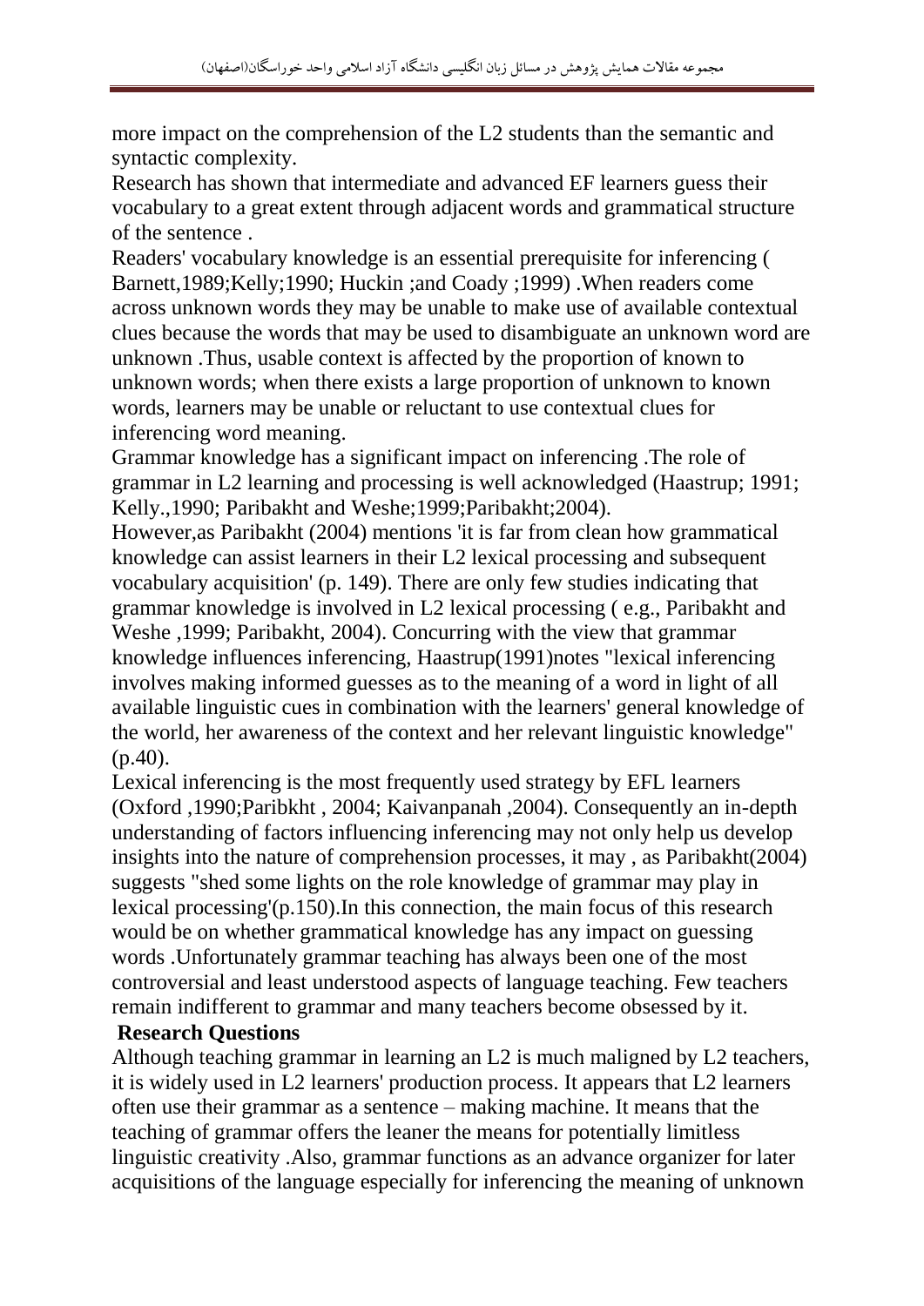more impact on the comprehension of the L2 students than the semantic and syntactic complexity.

Research has shown that intermediate and advanced EF learners guess their vocabulary to a great extent through adjacent words and grammatical structure of the sentence .

Readers' vocabulary knowledge is an essential prerequisite for inferencing ( Barnett,1989;Kelly;1990; Huckin ;and Coady ;1999) .When readers come across unknown words they may be unable to make use of available contextual clues because the words that may be used to disambiguate an unknown word are unknown .Thus, usable context is affected by the proportion of known to unknown words; when there exists a large proportion of unknown to known words, learners may be unable or reluctant to use contextual clues for inferencing word meaning.

Grammar knowledge has a significant impact on inferencing .The role of grammar in L2 learning and processing is well acknowledged (Haastrup; 1991; Kelly.,1990; Paribakht and Weshe;1999;Paribakht;2004).

However,as Paribakht (2004) mentions 'it is far from clean how grammatical knowledge can assist learners in their L2 lexical processing and subsequent vocabulary acquisition' (p. 149). There are only few studies indicating that grammar knowledge is involved in L2 lexical processing ( e.g., Paribakht and Weshe ,1999; Paribakht, 2004). Concurring with the view that grammar knowledge influences inferencing, Haastrup(1991)notes "lexical inferencing involves making informed guesses as to the meaning of a word in light of all available linguistic cues in combination with the learners' general knowledge of the world, her awareness of the context and her relevant linguistic knowledge" (p.40).

Lexical inferencing is the most frequently used strategy by EFL learners (Oxford ,1990;Paribkht , 2004; Kaivanpanah ,2004). Consequently an in-depth understanding of factors influencing inferencing may not only help us develop insights into the nature of comprehension processes, it may , as Paribakht(2004) suggests "shed some lights on the role knowledge of grammar may play in lexical processing'(p.150).In this connection, the main focus of this research would be on whether grammatical knowledge has any impact on guessing words .Unfortunately grammar teaching has always been one of the most controversial and least understood aspects of language teaching. Few teachers remain indifferent to grammar and many teachers become obsessed by it.

**Research Questions**

Although teaching grammar in learning an L2 is much maligned by L2 teachers, it is widely used in L2 learners' production process. It appears that L2 learners often use their grammar as a sentence – making machine. It means that the teaching of grammar offers the leaner the means for potentially limitless linguistic creativity .Also, grammar functions as an advance organizer for later acquisitions of the language especially for inferencing the meaning of unknown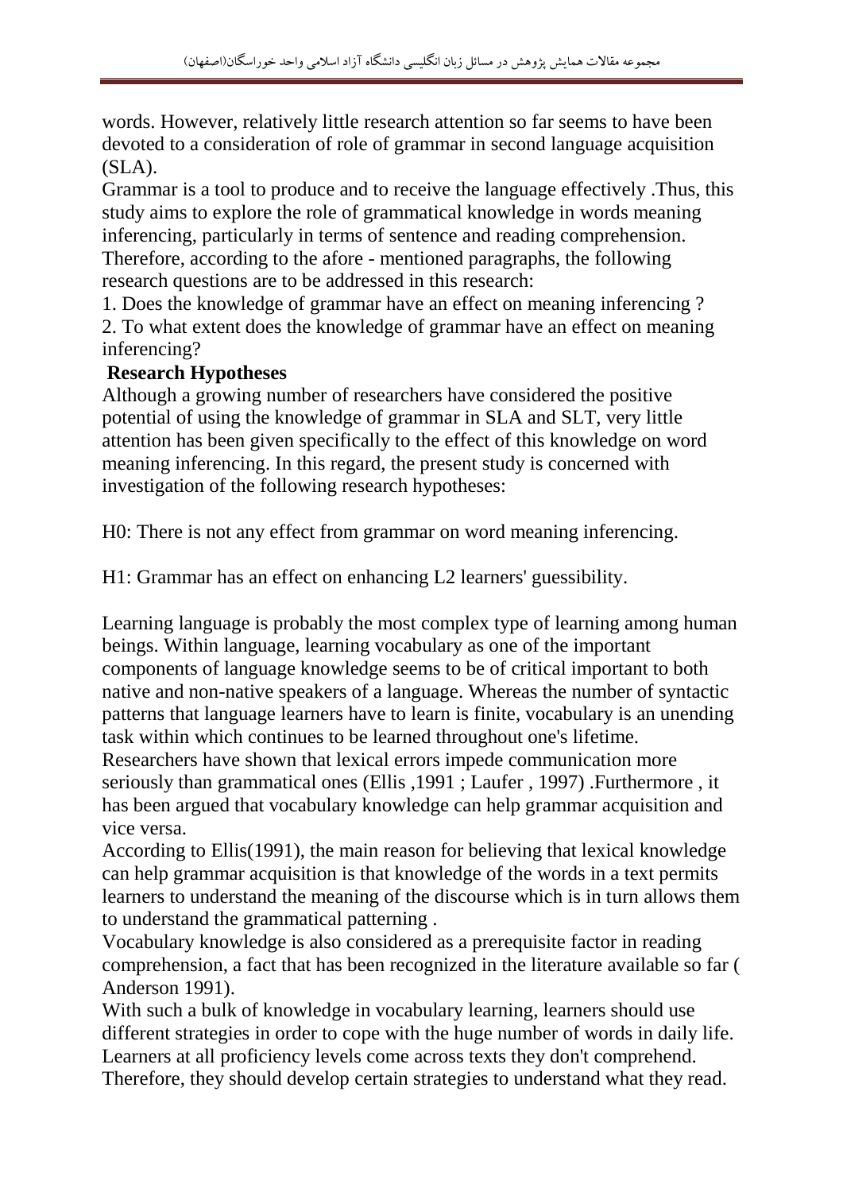words. However, relatively little research attention so far seems to have been devoted to a consideration of role of grammar in second language acquisition (SLA).

Grammar is a tool to produce and to receive the language effectively .Thus, this study aims to explore the role of grammatical knowledge in words meaning inferencing, particularly in terms of sentence and reading comprehension. Therefore, according to the afore - mentioned paragraphs, the following research questions are to be addressed in this research:

1. Does the knowledge of grammar have an effect on meaning inferencing ?
2. To what extent does the knowledge of grammar have an effect on meaning inferencing?

**Research Hypotheses**

Although a growing number of researchers have considered the positive potential of using the knowledge of grammar in SLA and SLT, very little attention has been given specifically to the effect of this knowledge on word meaning inferencing. In this regard, the present study is concerned with investigation of the following research hypotheses:

H0: There is not any effect from grammar on word meaning inferencing.

H1: Grammar has an effect on enhancing L2 learners' guessibility.

Learning language is probably the most complex type of learning among human beings. Within language, learning vocabulary as one of the important components of language knowledge seems to be of critical important to both native and non-native speakers of a language. Whereas the number of syntactic patterns that language learners have to learn is finite, vocabulary is an unending task within which continues to be learned throughout one's lifetime.

Researchers have shown that lexical errors impede communication more seriously than grammatical ones (Ellis ,1991 ; Laufer , 1997) .Furthermore , it has been argued that vocabulary knowledge can help grammar acquisition and vice versa.

According to Ellis(1991), the main reason for believing that lexical knowledge can help grammar acquisition is that knowledge of the words in a text permits learners to understand the meaning of the discourse which is in turn allows them to understand the grammatical patterning .

Vocabulary knowledge is also considered as a prerequisite factor in reading comprehension, a fact that has been recognized in the literature available so far ( Anderson 1991).

With such a bulk of knowledge in vocabulary learning, learners should use different strategies in order to cope with the huge number of words in daily life. Learners at all proficiency levels come across texts they don't comprehend. Therefore, they should develop certain strategies to understand what they read.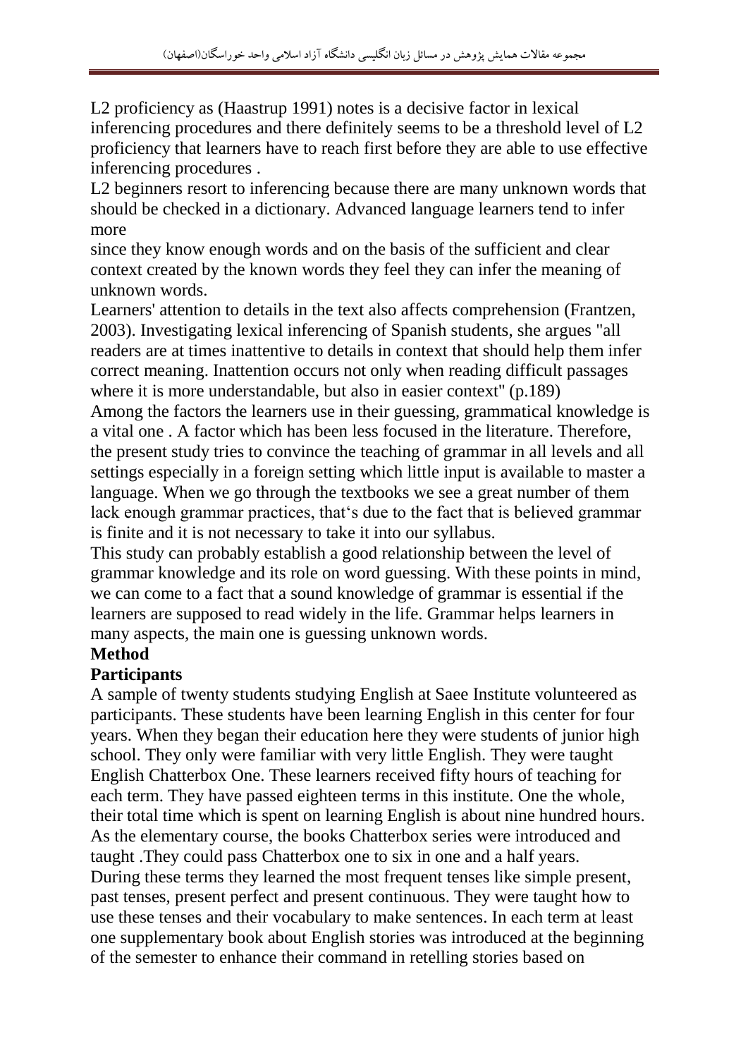L2 proficiency as (Haastrup 1991) notes is a decisive factor in lexical inferencing procedures and there definitely seems to be a threshold level of L2 proficiency that learners have to reach first before they are able to use effective inferencing procedures .

L2 beginners resort to inferencing because there are many unknown words that should be checked in a dictionary. Advanced language learners tend to infer more since they know enough words and on the basis of the sufficient and clear context created by the known words they feel they can infer the meaning of unknown words.

Learners' attention to details in the text also affects comprehension (Frantzen, 2003). Investigating lexical inferencing of Spanish students, she argues "all readers are at times inattentive to details in context that should help them infer correct meaning. Inattention occurs not only when reading difficult passages where it is more understandable, but also in easier context" (p.189)

Among the factors the learners use in their guessing, grammatical knowledge is a vital one . A factor which has been less focused in the literature. Therefore, the present study tries to convince the teaching of grammar in all levels and all settings especially in a foreign setting which little input is available to master a language. When we go through the textbooks we see a great number of them lack enough grammar practices, that's due to the fact that is believed grammar is finite and it is not necessary to take it into our syllabus.

This study can probably establish a good relationship between the level of grammar knowledge and its role on word guessing. With these points in mind, we can come to a fact that a sound knowledge of grammar is essential if the learners are supposed to read widely in the life. Grammar helps learners in many aspects, the main one is guessing unknown words.

## Method

### Participants

A sample of twenty students studying English at Saee Institute volunteered as participants. These students have been learning English in this center for four years. When they began their education here they were students of junior high school. They only were familiar with very little English. They were taught English Chatterbox One. These learners received fifty hours of teaching for each term. They have passed eighteen terms in this institute. One the whole, their total time which is spent on learning English is about nine hundred hours. As the elementary course, the books Chatterbox series were introduced and taught .They could pass Chatterbox one to six in one and a half years. During these terms they learned the most frequent tenses like simple present, past tenses, present perfect and present continuous. They were taught how to use these tenses and their vocabulary to make sentences. In each term at least one supplementary book about English stories was introduced at the beginning of the semester to enhance their command in retelling stories based on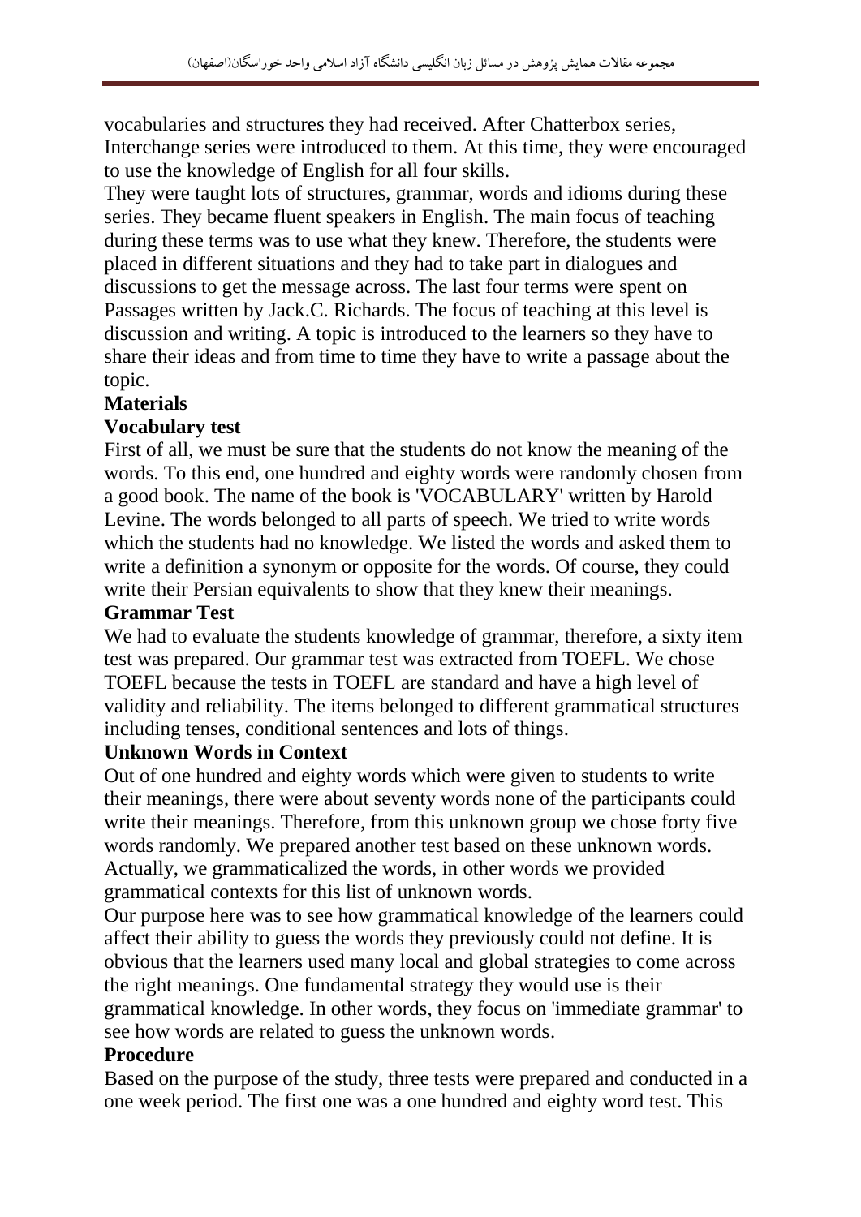vocabularies and structures they had received. After Chatterbox series, Interchange series were introduced to them. At this time, they were encouraged to use the knowledge of English for all four skills.

They were taught lots of structures, grammar, words and idioms during these series. They became fluent speakers in English. The main focus of teaching during these terms was to use what they knew. Therefore, the students were placed in different situations and they had to take part in dialogues and discussions to get the message across. The last four terms were spent on Passages written by Jack.C. Richards. The focus of teaching at this level is discussion and writing. A topic is introduced to the learners so they have to share their ideas and from time to time they have to write a passage about the topic.

**Materials**

**Vocabulary test**

First of all, we must be sure that the students do not know the meaning of the words. To this end, one hundred and eighty words were randomly chosen from a good book. The name of the book is 'VOCABULARY' written by Harold Levine. The words belonged to all parts of speech. We tried to write words which the students had no knowledge. We listed the words and asked them to write a definition a synonym or opposite for the words. Of course, they could write their Persian equivalents to show that they knew their meanings.

**Grammar Test**

We had to evaluate the students knowledge of grammar, therefore, a sixty item test was prepared. Our grammar test was extracted from TOEFL. We chose TOEFL because the tests in TOEFL are standard and have a high level of validity and reliability. The items belonged to different grammatical structures including tenses, conditional sentences and lots of things.

**Unknown Words in Context**

Out of one hundred and eighty words which were given to students to write their meanings, there were about seventy words none of the participants could write their meanings. Therefore, from this unknown group we chose forty five words randomly. We prepared another test based on these unknown words. Actually, we grammaticalized the words, in other words we provided grammatical contexts for this list of unknown words.

Our purpose here was to see how grammatical knowledge of the learners could affect their ability to guess the words they previously could not define. It is obvious that the learners used many local and global strategies to come across the right meanings. One fundamental strategy they would use is their grammatical knowledge. In other words, they focus on 'immediate grammar' to see how words are related to guess the unknown words.

**Procedure**

Based on the purpose of the study, three tests were prepared and conducted in a one week period. The first one was a one hundred and eighty word test. This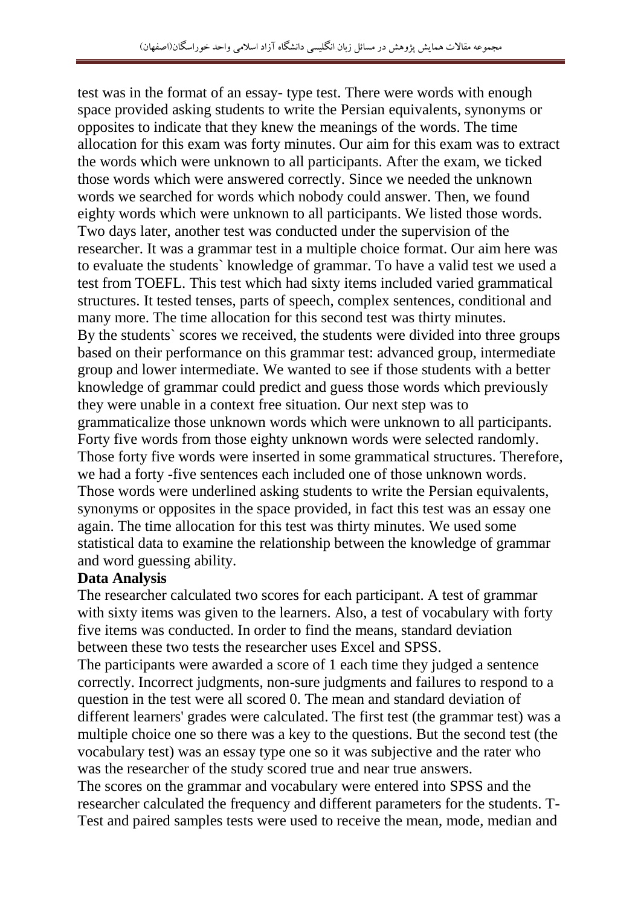test was in the format of an essay- type test. There were words with enough space provided asking students to write the Persian equivalents, synonyms or opposites to indicate that they knew the meanings of the words. The time allocation for this exam was forty minutes. Our aim for this exam was to extract the words which were unknown to all participants. After the exam, we ticked those words which were answered correctly. Since we needed the unknown words we searched for words which nobody could answer. Then, we found eighty words which were unknown to all participants. We listed those words. Two days later, another test was conducted under the supervision of the researcher. It was a grammar test in a multiple choice format. Our aim here was to evaluate the students` knowledge of grammar. To have a valid test we used a test from TOEFL. This test which had sixty items included varied grammatical structures. It tested tenses, parts of speech, complex sentences, conditional and many more. The time allocation for this second test was thirty minutes.
By the students` scores we received, the students were divided into three groups based on their performance on this grammar test: advanced group, intermediate group and lower intermediate. We wanted to see if those students with a better knowledge of grammar could predict and guess those words which previously they were unable in a context free situation. Our next step was to grammaticalize those unknown words which were unknown to all participants. Forty five words from those eighty unknown words were selected randomly. Those forty five words were inserted in some grammatical structures. Therefore, we had a forty -five sentences each included one of those unknown words. Those words were underlined asking students to write the Persian equivalents, synonyms or opposites in the space provided, in fact this test was an essay one again. The time allocation for this test was thirty minutes. We used some statistical data to examine the relationship between the knowledge of grammar and word guessing ability.

**Data Analysis**

The researcher calculated two scores for each participant. A test of grammar with sixty items was given to the learners. Also, a test of vocabulary with forty five items was conducted. In order to find the means, standard deviation between these two tests the researcher uses Excel and SPSS.
The participants were awarded a score of 1 each time they judged a sentence correctly. Incorrect judgments, non-sure judgments and failures to respond to a question in the test were all scored 0. The mean and standard deviation of different learners' grades were calculated. The first test (the grammar test) was a multiple choice one so there was a key to the questions. But the second test (the vocabulary test) was an essay type one so it was subjective and the rater who was the researcher of the study scored true and near true answers.
The scores on the grammar and vocabulary were entered into SPSS and the researcher calculated the frequency and different parameters for the students. T-Test and paired samples tests were used to receive the mean, mode, median and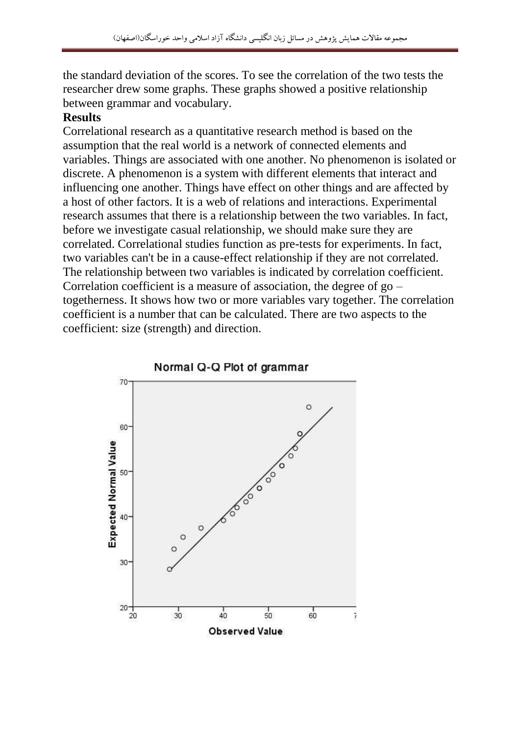the standard deviation of the scores. To see the correlation of the two tests the researcher drew some graphs. These graphs showed a positive relationship between grammar and vocabulary.

**Results**

Correlational research as a quantitative research method is based on the assumption that the real world is a network of connected elements and variables. Things are associated with one another. No phenomenon is isolated or discrete. A phenomenon is a system with different elements that interact and influencing one another. Things have effect on other things and are affected by a host of other factors. It is a web of relations and interactions. Experimental research assumes that there is a relationship between the two variables. In fact, before we investigate casual relationship, we should make sure they are correlated. Correlational studies function as pre-tests for experiments. In fact, two variables can't be in a cause-effect relationship if they are not correlated. The relationship between two variables is indicated by correlation coefficient. Correlation coefficient is a measure of association, the degree of go – togetherness. It shows how two or more variables vary together. The correlation coefficient is a number that can be calculated. There are two aspects to the coefficient: size (strength) and direction.

Normal Q-Q Plot of grammar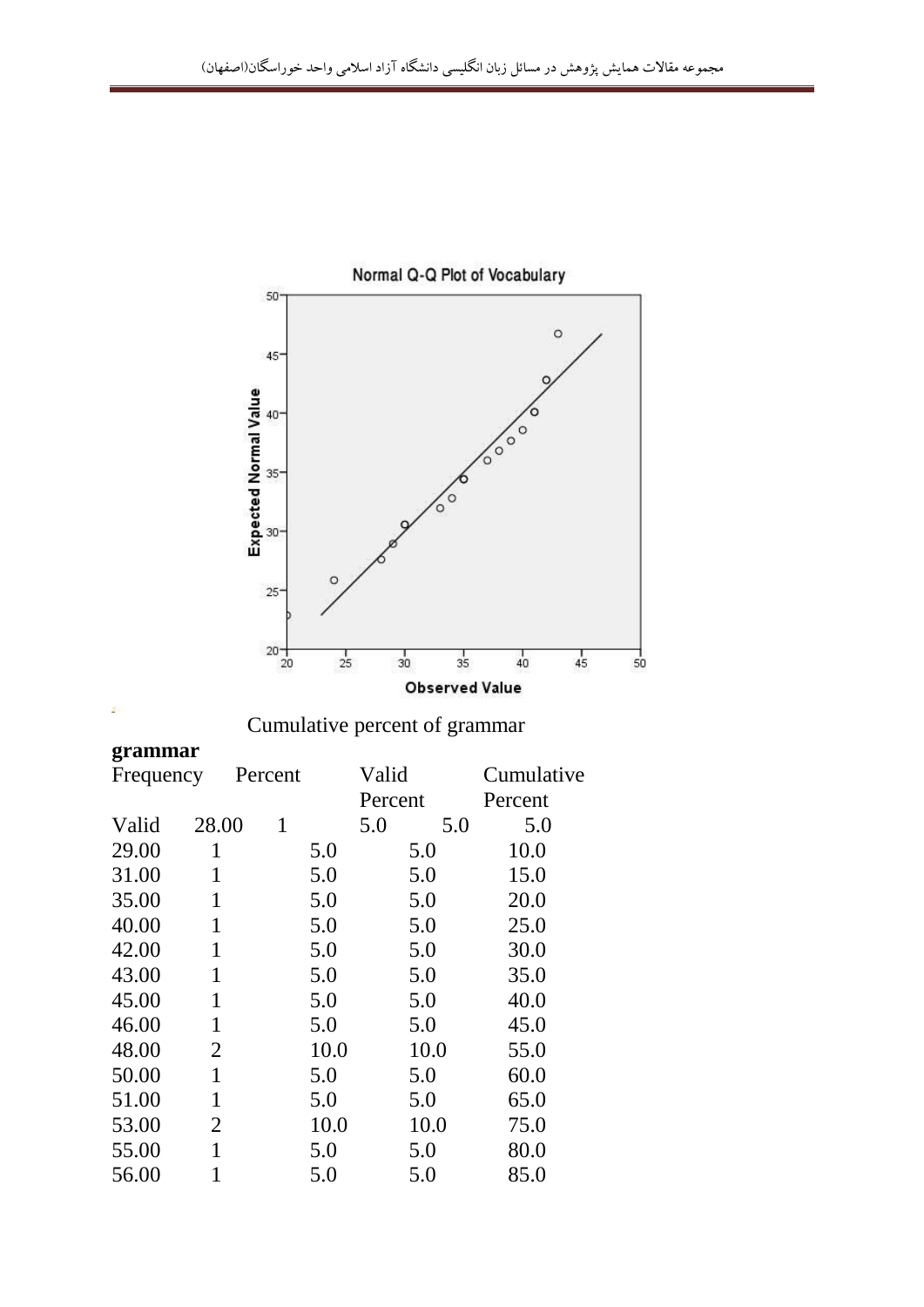Cumulative percent of grammar

**grammar**

| | | Frequency | Percent | Valid Percent | Cumulative Percent |
|---|---|---|---|---|---|
| Valid | 28.00 | 1 | 5.0 | 5.0 | 5.0 |
| | 29.00 | 1 | 5.0 | 5.0 | 10.0 |
| | 31.00 | 1 | 5.0 | 5.0 | 15.0 |
| | 35.00 | 1 | 5.0 | 5.0 | 20.0 |
| | 40.00 | 1 | 5.0 | 5.0 | 25.0 |
| | 42.00 | 1 | 5.0 | 5.0 | 30.0 |
| | 43.00 | 1 | 5.0 | 5.0 | 35.0 |
| | 45.00 | 1 | 5.0 | 5.0 | 40.0 |
| | 46.00 | 1 | 5.0 | 5.0 | 45.0 |
| | 48.00 | 2 | 10.0 | 10.0 | 55.0 |
| | 50.00 | 1 | 5.0 | 5.0 | 60.0 |
| | 51.00 | 1 | 5.0 | 5.0 | 65.0 |
| | 53.00 | 2 | 10.0 | 10.0 | 75.0 |
| | 55.00 | 1 | 5.0 | 5.0 | 80.0 |
| | 56.00 | 1 | 5.0 | 5.0 | 85.0 |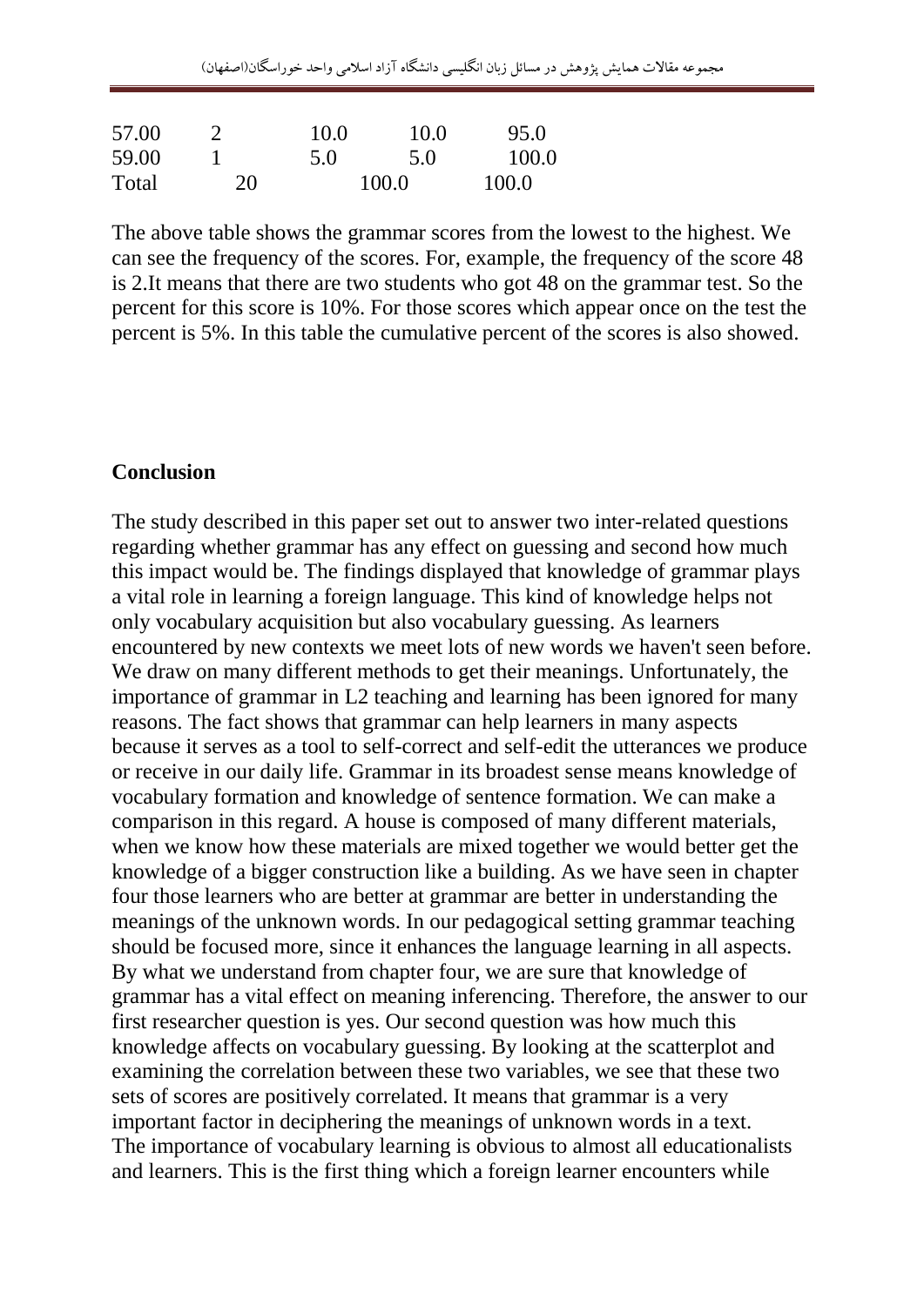| 57.00 | 2 | 10.0 | 10.0 | 95.0 |
|---|---|---|---|---|
| 59.00 | 1 | 5.0 | 5.0 | 100.0 |
| Total | 20 | 100.0 | 100.0 | |

The above table shows the grammar scores from the lowest to the highest. We can see the frequency of the scores. For, example, the frequency of the score 48 is 2.It means that there are two students who got 48 on the grammar test. So the percent for this score is 10%. For those scores which appear once on the test the percent is 5%. In this table the cumulative percent of the scores is also showed.

## Conclusion

The study described in this paper set out to answer two inter-related questions regarding whether grammar has any effect on guessing and second how much this impact would be. The findings displayed that knowledge of grammar plays a vital role in learning a foreign language. This kind of knowledge helps not only vocabulary acquisition but also vocabulary guessing. As learners encountered by new contexts we meet lots of new words we haven't seen before. We draw on many different methods to get their meanings. Unfortunately, the importance of grammar in L2 teaching and learning has been ignored for many reasons. The fact shows that grammar can help learners in many aspects because it serves as a tool to self-correct and self-edit the utterances we produce or receive in our daily life. Grammar in its broadest sense means knowledge of vocabulary formation and knowledge of sentence formation. We can make a comparison in this regard. A house is composed of many different materials, when we know how these materials are mixed together we would better get the knowledge of a bigger construction like a building. As we have seen in chapter four those learners who are better at grammar are better in understanding the meanings of the unknown words. In our pedagogical setting grammar teaching should be focused more, since it enhances the language learning in all aspects. By what we understand from chapter four, we are sure that knowledge of grammar has a vital effect on meaning inferencing. Therefore, the answer to our first researcher question is yes. Our second question was how much this knowledge affects on vocabulary guessing. By looking at the scatterplot and examining the correlation between these two variables, we see that these two sets of scores are positively correlated. It means that grammar is a very important factor in deciphering the meanings of unknown words in a text.
The importance of vocabulary learning is obvious to almost all educationalists and learners. This is the first thing which a foreign learner encounters while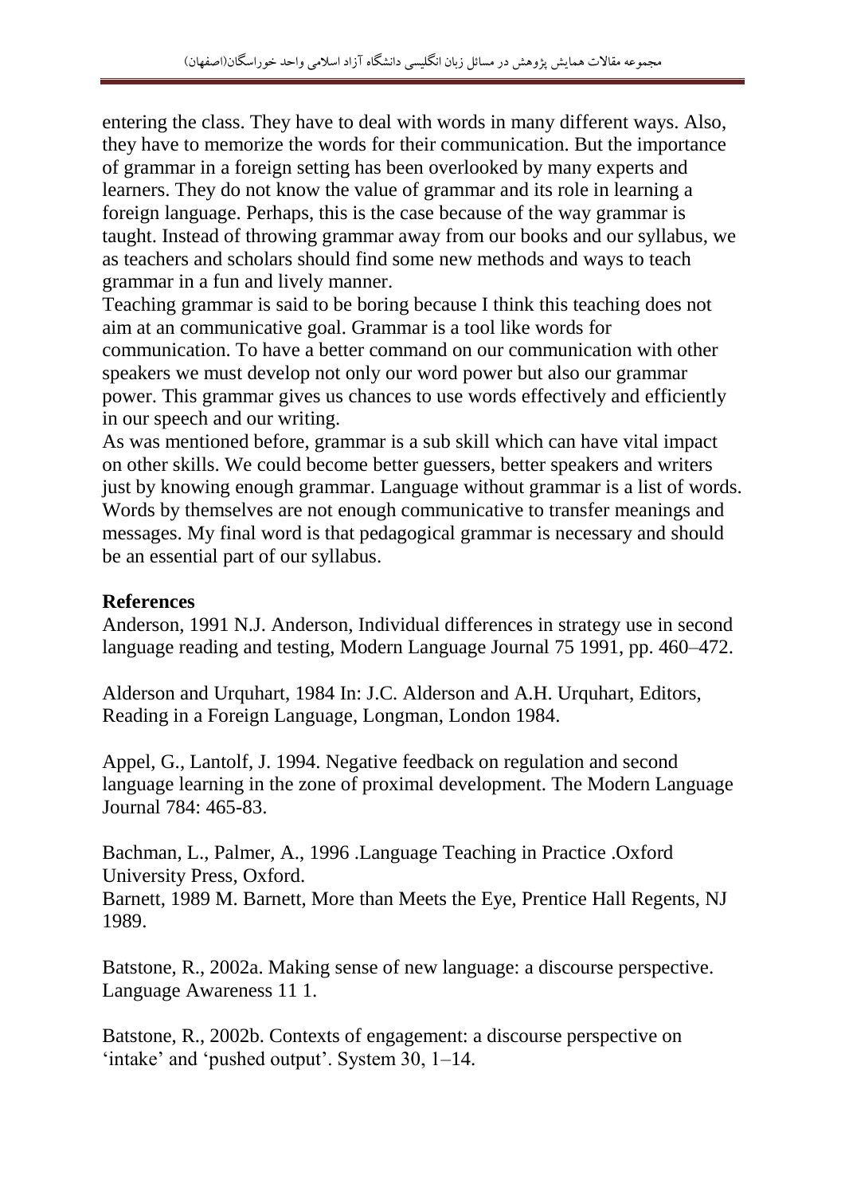entering the class. They have to deal with words in many different ways. Also, they have to memorize the words for their communication. But the importance of grammar in a foreign setting has been overlooked by many experts and learners. They do not know the value of grammar and its role in learning a foreign language. Perhaps, this is the case because of the way grammar is taught. Instead of throwing grammar away from our books and our syllabus, we as teachers and scholars should find some new methods and ways to teach grammar in a fun and lively manner.

Teaching grammar is said to be boring because I think this teaching does not aim at an communicative goal. Grammar is a tool like words for communication. To have a better command on our communication with other speakers we must develop not only our word power but also our grammar power. This grammar gives us chances to use words effectively and efficiently in our speech and our writing.

As was mentioned before, grammar is a sub skill which can have vital impact on other skills. We could become better guessers, better speakers and writers just by knowing enough grammar. Language without grammar is a list of words. Words by themselves are not enough communicative to transfer meanings and messages. My final word is that pedagogical grammar is necessary and should be an essential part of our syllabus.

**References**

Anderson, 1991 N.J. Anderson, Individual differences in strategy use in second language reading and testing, Modern Language Journal 75 1991, pp. 460–472.

Alderson and Urquhart, 1984 In: J.C. Alderson and A.H. Urquhart, Editors, Reading in a Foreign Language, Longman, London 1984.

Appel, G., Lantolf, J. 1994. Negative feedback on regulation and second language learning in the zone of proximal development. The Modern Language Journal 784: 465-83.

Bachman, L., Palmer, A., 1996 .Language Teaching in Practice .Oxford University Press, Oxford.

Barnett, 1989 M. Barnett, More than Meets the Eye, Prentice Hall Regents, NJ 1989.

Batstone, R., 2002a. Making sense of new language: a discourse perspective. Language Awareness 11 1.

Batstone, R., 2002b. Contexts of engagement: a discourse perspective on 'intake' and 'pushed output'. System 30, 1–14.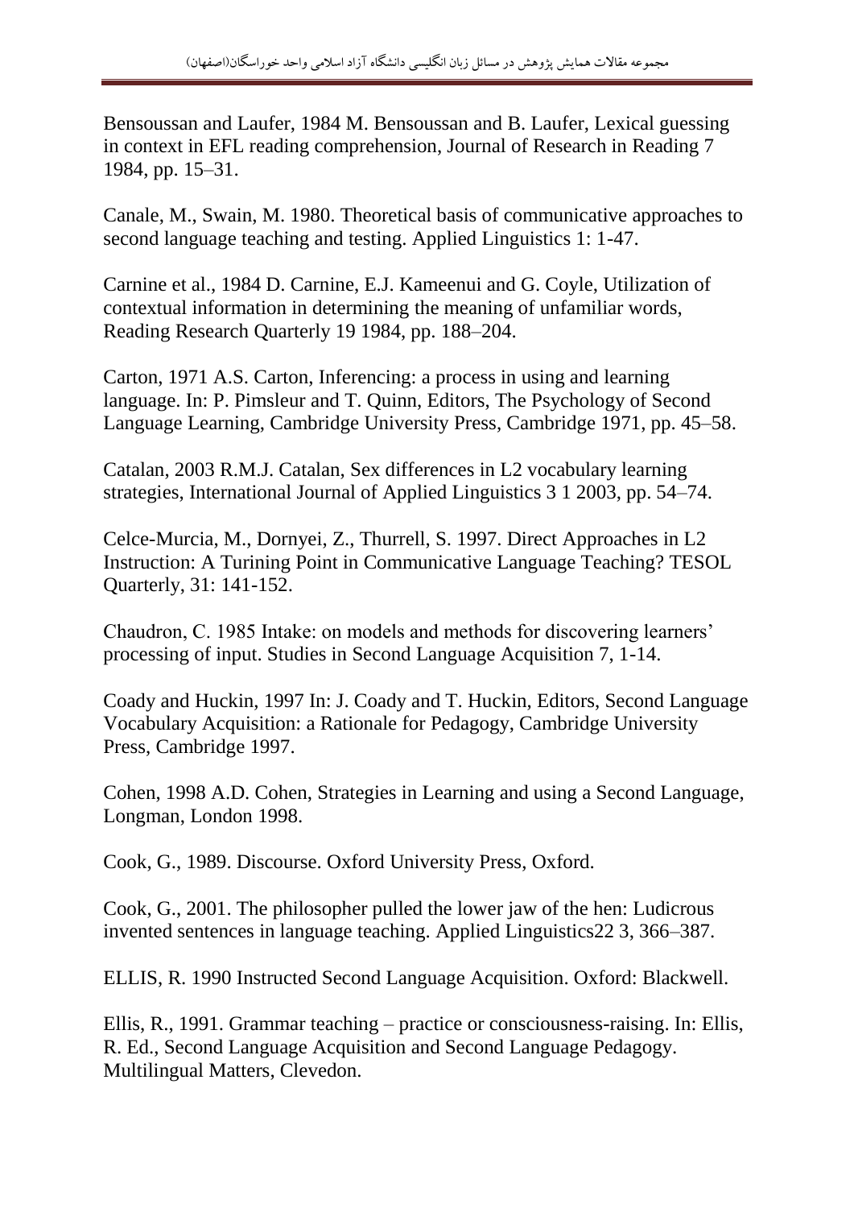Bensoussan and Laufer, 1984 M. Bensoussan and B. Laufer, Lexical guessing in context in EFL reading comprehension, Journal of Research in Reading 7 1984, pp. 15–31.

Canale, M., Swain, M. 1980. Theoretical basis of communicative approaches to second language teaching and testing. Applied Linguistics 1: 1-47.

Carnine et al., 1984 D. Carnine, E.J. Kameenui and G. Coyle, Utilization of contextual information in determining the meaning of unfamiliar words, Reading Research Quarterly 19 1984, pp. 188–204.

Carton, 1971 A.S. Carton, Inferencing: a process in using and learning language. In: P. Pimsleur and T. Quinn, Editors, The Psychology of Second Language Learning, Cambridge University Press, Cambridge 1971, pp. 45–58.

Catalan, 2003 R.M.J. Catalan, Sex differences in L2 vocabulary learning strategies, International Journal of Applied Linguistics 3 1 2003, pp. 54–74.

Celce-Murcia, M., Dornyei, Z., Thurrell, S. 1997. Direct Approaches in L2 Instruction: A Turining Point in Communicative Language Teaching? TESOL Quarterly, 31: 141-152.

Chaudron, C. 1985 Intake: on models and methods for discovering learners' processing of input. Studies in Second Language Acquisition 7, 1-14.

Coady and Huckin, 1997 In: J. Coady and T. Huckin, Editors, Second Language Vocabulary Acquisition: a Rationale for Pedagogy, Cambridge University Press, Cambridge 1997.

Cohen, 1998 A.D. Cohen, Strategies in Learning and using a Second Language, Longman, London 1998.

Cook, G., 1989. Discourse. Oxford University Press, Oxford.

Cook, G., 2001. The philosopher pulled the lower jaw of the hen: Ludicrous invented sentences in language teaching. Applied Linguistics22 3, 366–387.

ELLIS, R. 1990 Instructed Second Language Acquisition. Oxford: Blackwell.

Ellis, R., 1991. Grammar teaching – practice or consciousness-raising. In: Ellis, R. Ed., Second Language Acquisition and Second Language Pedagogy. Multilingual Matters, Clevedon.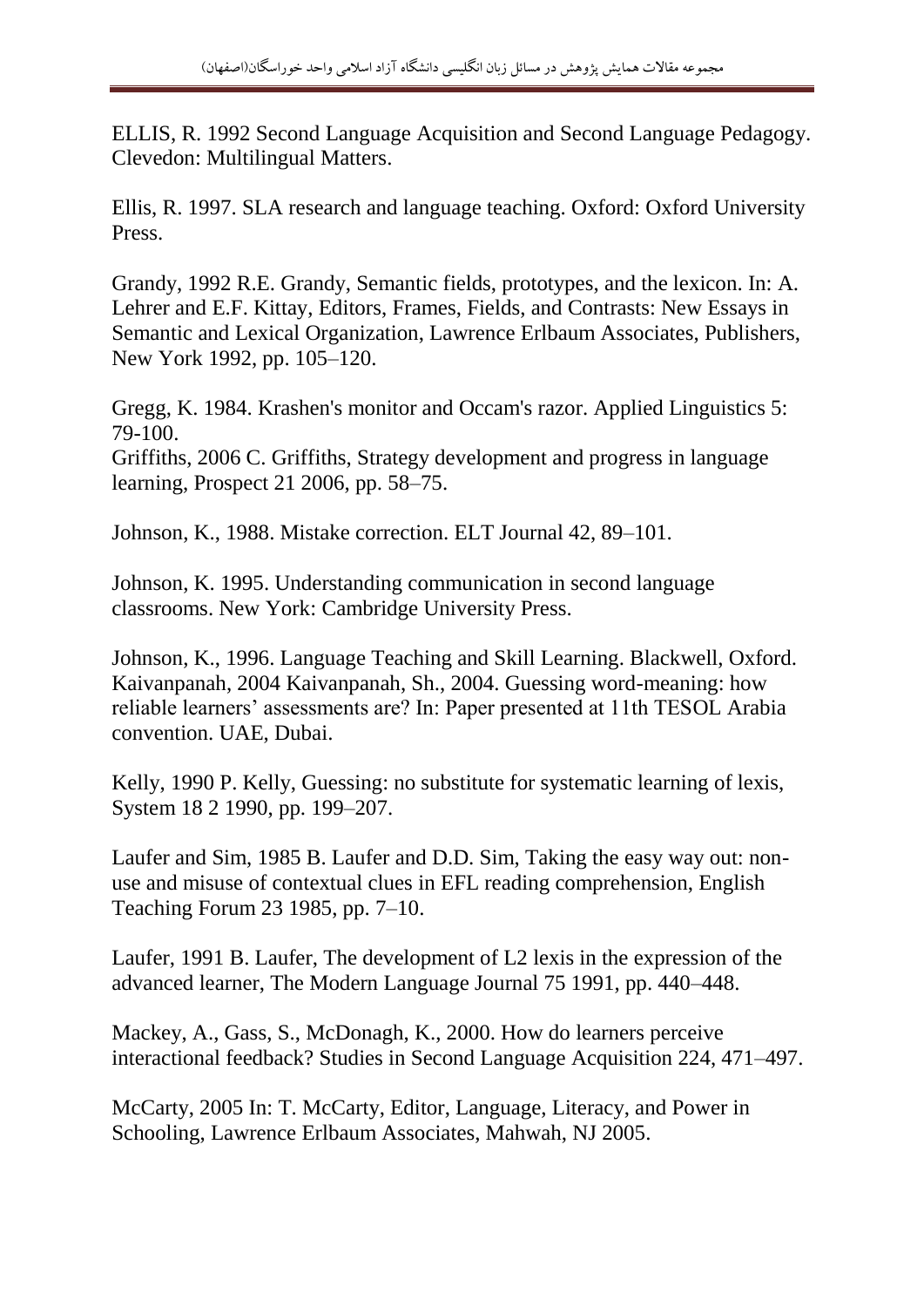ELLIS, R. 1992 Second Language Acquisition and Second Language Pedagogy. Clevedon: Multilingual Matters.

Ellis, R. 1997. SLA research and language teaching. Oxford: Oxford University Press.

Grandy, 1992 R.E. Grandy, Semantic fields, prototypes, and the lexicon. In: A. Lehrer and E.F. Kittay, Editors, Frames, Fields, and Contrasts: New Essays in Semantic and Lexical Organization, Lawrence Erlbaum Associates, Publishers, New York 1992, pp. 105–120.

Gregg, K. 1984. Krashen's monitor and Occam's razor. Applied Linguistics 5: 79-100.
Griffiths, 2006 C. Griffiths, Strategy development and progress in language learning, Prospect 21 2006, pp. 58–75.

Johnson, K., 1988. Mistake correction. ELT Journal 42, 89–101.

Johnson, K. 1995. Understanding communication in second language classrooms. New York: Cambridge University Press.

Johnson, K., 1996. Language Teaching and Skill Learning. Blackwell, Oxford.
Kaivanpanah, 2004 Kaivanpanah, Sh., 2004. Guessing word-meaning: how reliable learners' assessments are? In: Paper presented at 11th TESOL Arabia convention. UAE, Dubai.

Kelly, 1990 P. Kelly, Guessing: no substitute for systematic learning of lexis, System 18 2 1990, pp. 199–207.

Laufer and Sim, 1985 B. Laufer and D.D. Sim, Taking the easy way out: non-use and misuse of contextual clues in EFL reading comprehension, English Teaching Forum 23 1985, pp. 7–10.

Laufer, 1991 B. Laufer, The development of L2 lexis in the expression of the advanced learner, The Modern Language Journal 75 1991, pp. 440–448.

Mackey, A., Gass, S., McDonagh, K., 2000. How do learners perceive interactional feedback? Studies in Second Language Acquisition 224, 471–497.

McCarty, 2005 In: T. McCarty, Editor, Language, Literacy, and Power in Schooling, Lawrence Erlbaum Associates, Mahwah, NJ 2005.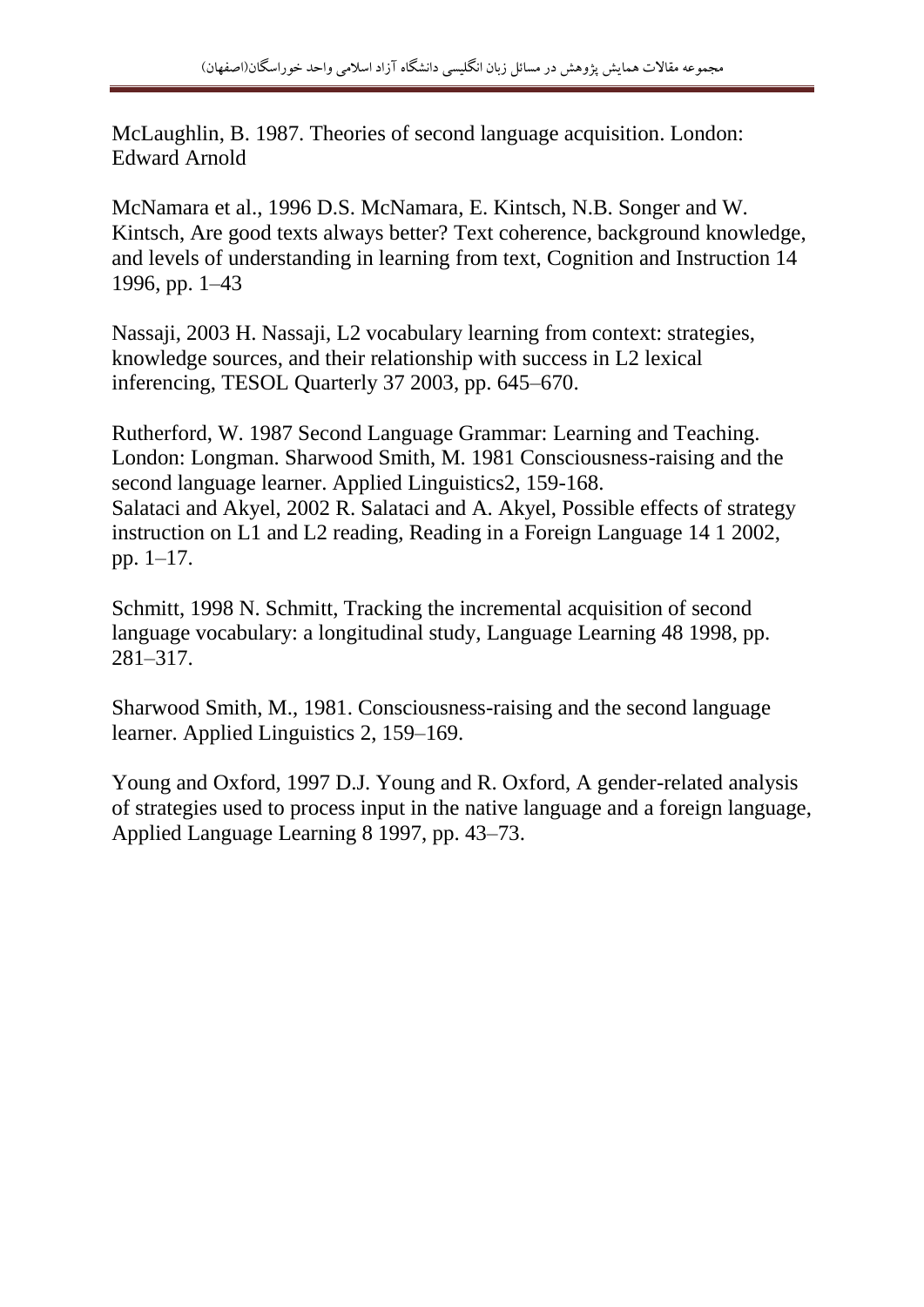McLaughlin, B. 1987. Theories of second language acquisition. London: Edward Arnold

McNamara et al., 1996 D.S. McNamara, E. Kintsch, N.B. Songer and W. Kintsch, Are good texts always better? Text coherence, background knowledge, and levels of understanding in learning from text, Cognition and Instruction 14 1996, pp. 1–43

Nassaji, 2003 H. Nassaji, L2 vocabulary learning from context: strategies, knowledge sources, and their relationship with success in L2 lexical inferencing, TESOL Quarterly 37 2003, pp. 645–670.

Rutherford, W. 1987 Second Language Grammar: Learning and Teaching. London: Longman. Sharwood Smith, M. 1981 Consciousness-raising and the second language learner. Applied Linguistics2, 159-168.
Salataci and Akyel, 2002 R. Salataci and A. Akyel, Possible effects of strategy instruction on L1 and L2 reading, Reading in a Foreign Language 14 1 2002, pp. 1–17.

Schmitt, 1998 N. Schmitt, Tracking the incremental acquisition of second language vocabulary: a longitudinal study, Language Learning 48 1998, pp. 281–317.

Sharwood Smith, M., 1981. Consciousness-raising and the second language learner. Applied Linguistics 2, 159–169.

Young and Oxford, 1997 D.J. Young and R. Oxford, A gender-related analysis of strategies used to process input in the native language and a foreign language, Applied Language Learning 8 1997, pp. 43–73.